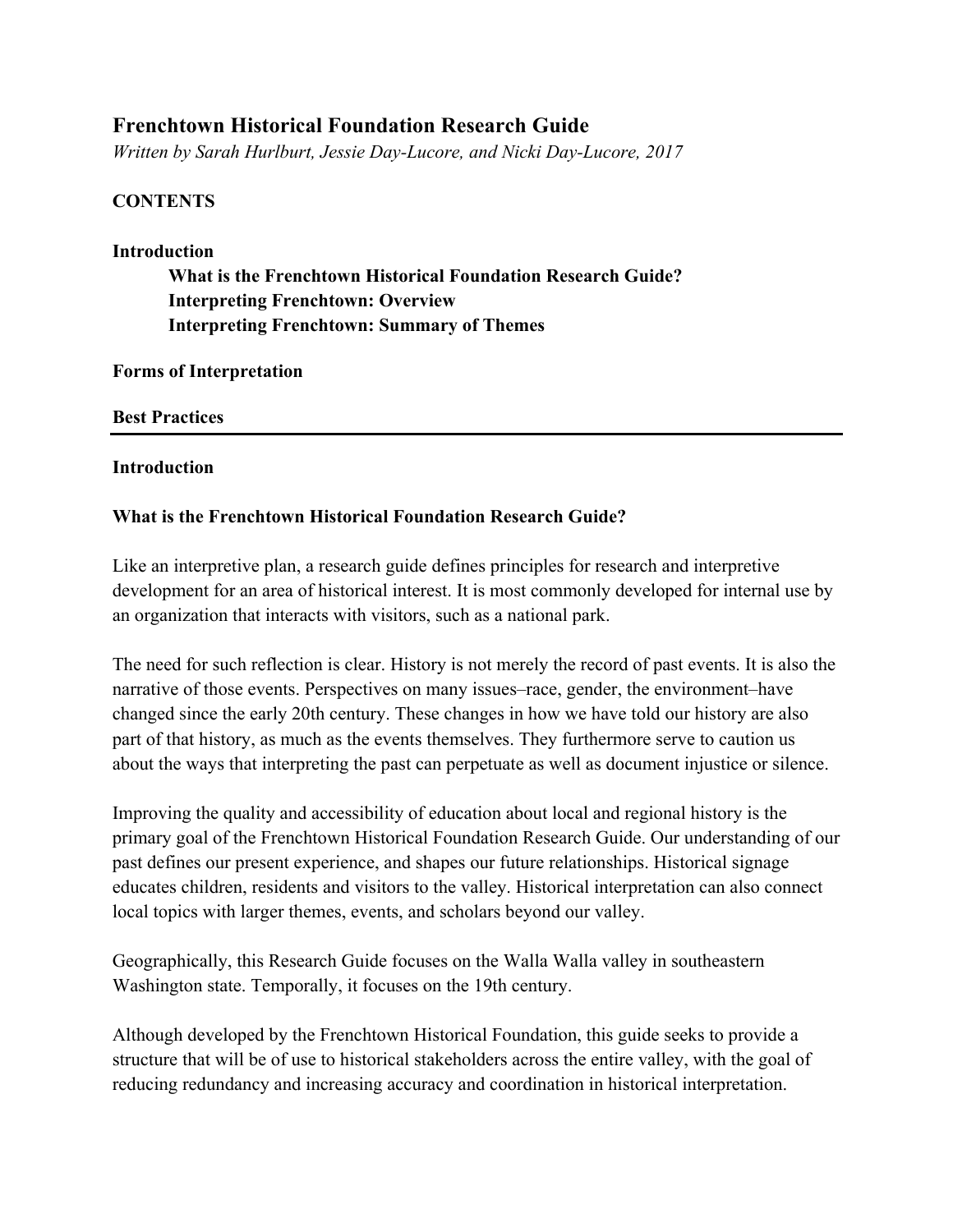# Frenchtown Historical Foundation Research Guide

*Written by Sarah Hurlbut, Jessie Day-Lucore, and Nicki Day-Lucore, 2017*

**CONTENTS**

**Introduction**

- **What is the Frenchtown Historical Foundation Research Guide?**
- **Interpreting Frenchtown: Overview**
- **Interpreting Frenchtown: Summary of Themes**

**Forms of Interpretation**

**Best Practices**

---

## Introduction

### What is the Frenchtown Historical Foundation Research Guide?

Like an interpretive plan, a research guide defines principles for research and interpretive development for an area of historical interest. It is most commonly developed for internal use by an organization that interacts with visitors, such as a national park.

The need for such reflection is clear. History is not merely the record of past events. It is also the narrative of those events. Perspectives on many issues–race, gender, the environment–have changed since the early 20th century. These changes in how we have told our history are also part of that history, as much as the events themselves. They furthermore serve to caution us about the ways that interpreting the past can perpetuate as well as document injustice or silence.

Improving the quality and accessibility of education about local and regional history is the primary goal of the Frenchtown Historical Foundation Research Guide. Our understanding of our past defines our present experience, and shapes our future relationships. Historical signage educates children, residents and visitors to the valley. Historical interpretation can also connect local topics with larger themes, events, and scholars beyond our valley.

Geographically, this Research Guide focuses on the Walla Walla valley in southeastern Washington state. Temporally, it focuses on the 19th century.

Although developed by the Frenchtown Historical Foundation, this guide seeks to provide a structure that will be of use to historical stakeholders across the entire valley, with the goal of reducing redundancy and increasing accuracy and coordination in historical interpretation.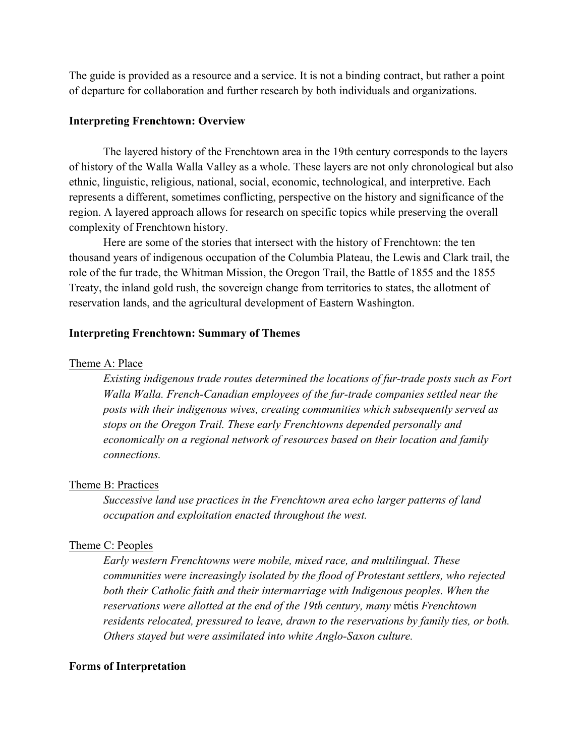The guide is provided as a resource and a service. It is not a binding contract, but rather a point of departure for collaboration and further research by both individuals and organizations.

## Interpreting Frenchtown: Overview

The layered history of the Frenchtown area in the 19th century corresponds to the layers of history of the Walla Walla Valley as a whole. These layers are not only chronological but also ethnic, linguistic, religious, national, social, economic, technological, and interpretive. Each represents a different, sometimes conflicting, perspective on the history and significance of the region. A layered approach allows for research on specific topics while preserving the overall complexity of Frenchtown history.

Here are some of the stories that intersect with the history of Frenchtown: the ten thousand years of indigenous occupation of the Columbia Plateau, the Lewis and Clark trail, the role of the fur trade, the Whitman Mission, the Oregon Trail, the Battle of 1855 and the 1855 Treaty, the inland gold rush, the sovereign change from territories to states, the allotment of reservation lands, and the agricultural development of Eastern Washington.

## Interpreting Frenchtown: Summary of Themes

### Theme A: Place

*Existing indigenous trade routes determined the locations of fur-trade posts such as Fort Walla Walla. French-Canadian employees of the fur-trade companies settled near the posts with their indigenous wives, creating communities which subsequently served as stops on the Oregon Trail. These early Frenchtowns depended personally and economically on a regional network of resources based on their location and family connections.*

### Theme B: Practices

*Successive land use practices in the Frenchtown area echo larger patterns of land occupation and exploitation enacted throughout the west.*

### Theme C: Peoples

*Early western Frenchtowns were mobile, mixed race, and multilingual. These communities were increasingly isolated by the flood of Protestant settlers, who rejected both their Catholic faith and their intermarriage with Indigenous peoples. When the reservations were allotted at the end of the 19th century, many* métis *Frenchtown residents relocated, pressured to leave, drawn to the reservations by family ties, or both. Others stayed but were assimilated into white Anglo-Saxon culture.*

## Forms of Interpretation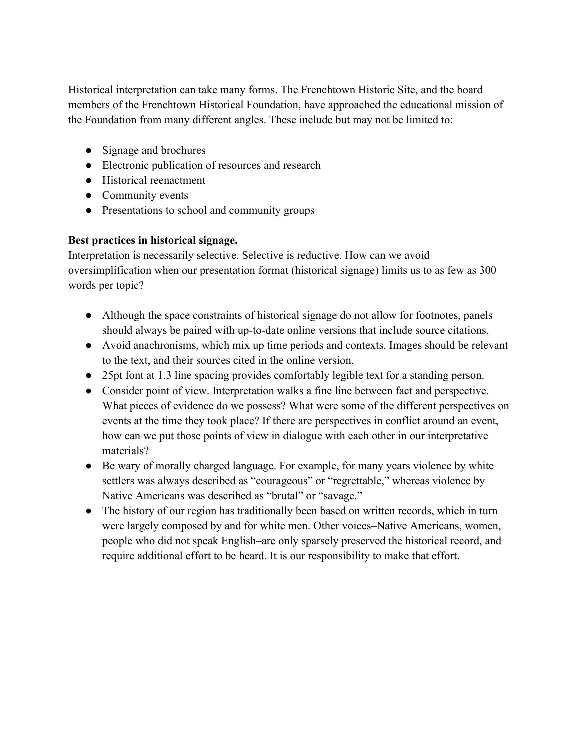Historical interpretation can take many forms. The Frenchtown Historic Site, and the board members of the Frenchtown Historical Foundation, have approached the educational mission of the Foundation from many different angles. These include but may not be limited to:

- Signage and brochures
- Electronic publication of resources and research
- Historical reenactment
- Community events
- Presentations to school and community groups

**Best practices in historical signage.**

Interpretation is necessarily selective. Selective is reductive. How can we avoid oversimplification when our presentation format (historical signage) limits us to as few as 300 words per topic?

- Although the space constraints of historical signage do not allow for footnotes, panels should always be paired with up-to-date online versions that include source citations.
- Avoid anachronisms, which mix up time periods and contexts. Images should be relevant to the text, and their sources cited in the online version.
- 25pt font at 1.3 line spacing provides comfortably legible text for a standing person.
- Consider point of view. Interpretation walks a fine line between fact and perspective. What pieces of evidence do we possess? What were some of the different perspectives on events at the time they took place? If there are perspectives in conflict around an event, how can we put those points of view in dialogue with each other in our interpretative materials?
- Be wary of morally charged language. For example, for many years violence by white settlers was always described as "courageous" or "regrettable," whereas violence by Native Americans was described as "brutal" or "savage."
- The history of our region has traditionally been based on written records, which in turn were largely composed by and for white men. Other voices–Native Americans, women, people who did not speak English–are only sparsely preserved the historical record, and require additional effort to be heard. It is our responsibility to make that effort.